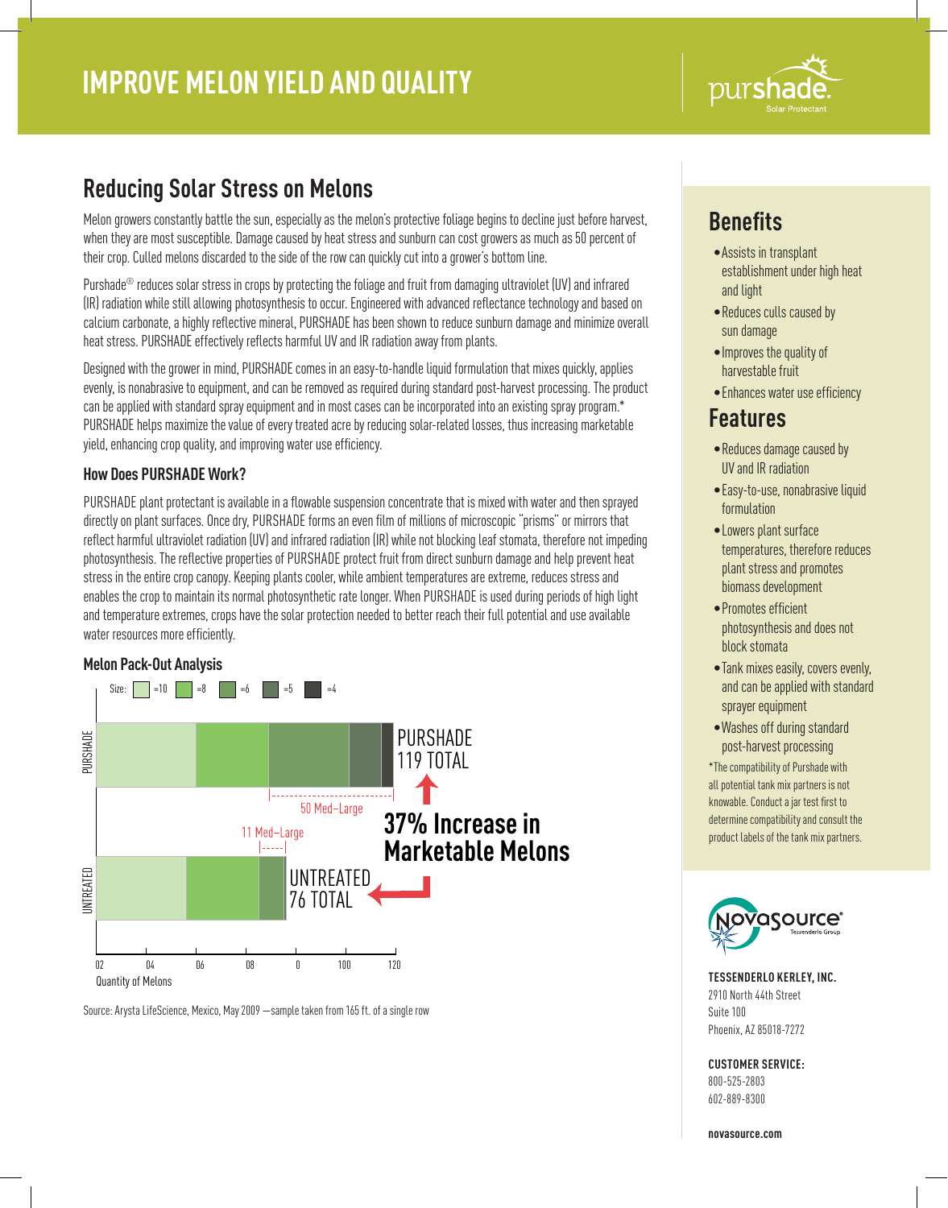# IMPROVE MELON YIELD AND QUALITY

purshade. Solar Protectant

## Reducing Solar Stress on Melons

Melon growers constantly battle the sun, especially as the melon's protective foliage begins to decline just before harvest, when they are most susceptible. Damage caused by heat stress and sunburn can cost growers as much as 50 percent of their crop. Culled melons discarded to the side of the row can quickly cut into a grower's bottom line.

Purshade® reduces solar stress in crops by protecting the foliage and fruit from damaging ultraviolet (UV) and infrared (IR) radiation while still allowing photosynthesis to occur. Engineered with advanced reflectance technology and based on calcium carbonate, a highly reflective mineral, PURSHADE has been shown to reduce sunburn damage and minimize overall heat stress. PURSHADE effectively reflects harmful UV and IR radiation away from plants.

Designed with the grower in mind, PURSHADE comes in an easy-to-handle liquid formulation that mixes quickly, applies evenly, is nonabrasive to equipment, and can be removed as required during standard post-harvest processing. The product can be applied with standard spray equipment and in most cases can be incorporated into an existing spray program.* PURSHADE helps maximize the value of every treated acre by reducing solar-related losses, thus increasing marketable yield, enhancing crop quality, and improving water use efficiency.

### How Does PURSHADE Work?

PURSHADE plant protectant is available in a flowable suspension concentrate that is mixed with water and then sprayed directly on plant surfaces. Once dry, PURSHADE forms an even film of millions of microscopic "prisms" or mirrors that reflect harmful ultraviolet radiation (UV) and infrared radiation (IR) while not blocking leaf stomata, therefore not impeding photosynthesis. The reflective properties of PURSHADE protect fruit from direct sunburn damage and help prevent heat stress in the entire crop canopy. Keeping plants cooler, while ambient temperatures are extreme, reduces stress and enables the crop to maintain its normal photosynthetic rate longer. When PURSHADE is used during periods of high light and temperature extremes, crops have the solar protection needed to better reach their full potential and use available water resources more efficiently.

### Melon Pack-Out Analysis

Size: =10, =8, =6, =5, =4

PURSHADE: 119 TOTAL — 50 Med–Large

UNTREATED: 76 TOTAL — 11 Med–Large

**37% Increase in Marketable Melons**

Quantity of Melons: 02, 04, 06, 08, 0, 100, 120

Source: Arysta LifeScience, Mexico, May 2009 —sample taken from 165 ft. of a single row

## Benefits

- Assists in transplant establishment under high heat and light
- Reduces culls caused by sun damage
- Improves the quality of harvestable fruit
- Enhances water use efficiency

## Features

- Reduces damage caused by UV and IR radiation
- Easy-to-use, nonabrasive liquid formulation
- Lowers plant surface temperatures, therefore reduces plant stress and promotes biomass development
- Promotes efficient photosynthesis and does not block stomata
- Tank mixes easily, covers evenly, and can be applied with standard sprayer equipment
- Washes off during standard post-harvest processing

*The compatibility of Purshade with all potential tank mix partners is not knowable. Conduct a jar test first to determine compatibility and consult the product labels of the tank mix partners.

Novasource® Tessenderlo Group

**TESSENDERLO KERLEY, INC.**
2910 North 44th Street
Suite 100
Phoenix, AZ 85018-7272

**CUSTOMER SERVICE:**
800-525-2803
602-889-8300

**novasource.com**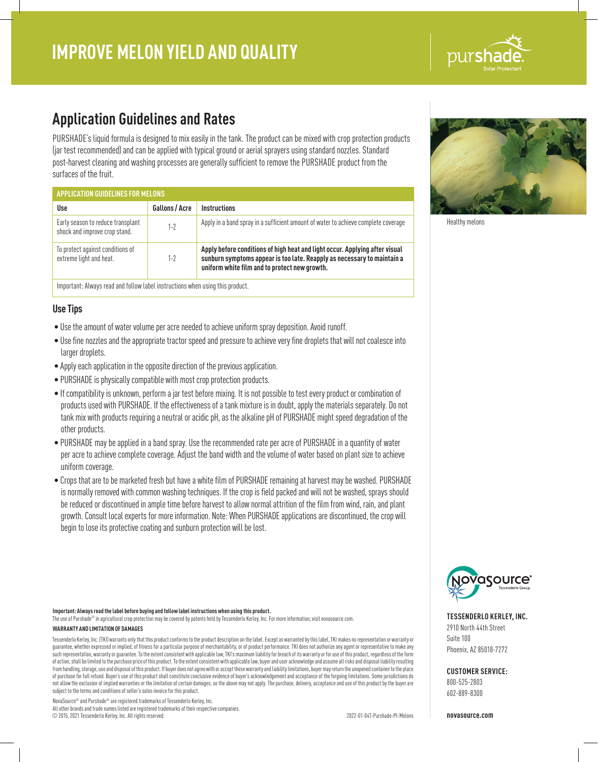# IMPROVE MELON YIELD AND QUALITY

## Application Guidelines and Rates

PURSHADE's liquid formula is designed to mix easily in the tank. The product can be mixed with crop protection products (jar test recommended) and can be applied with typical ground or aerial sprayers using standard nozzles. Standard post-harvest cleaning and washing processes are generally sufficient to remove the PURSHADE product from the surfaces of the fruit.

| APPLICATION GUIDELINES FOR MELONS | | |
|---|---|---|
| **Use** | **Gallons / Acre** | **Instructions** |
| Early season to reduce transplant shock and improve crop stand. | 1-2 | Apply in a band spray in a sufficient amount of water to achieve complete coverage |
| To protect against conditions of extreme light and heat. | 1-2 | **Apply before conditions of high heat and light occur. Applying after visual sunburn symptoms appear is too late. Reapply as necessary to maintain a uniform white film and to protect new growth.** |
| Important: Always read and follow label instructions when using this product. | | |

Healthy melons

### Use Tips

- Use the amount of water volume per acre needed to achieve uniform spray deposition. Avoid runoff.
- Use fine nozzles and the appropriate tractor speed and pressure to achieve very fine droplets that will not coalesce into larger droplets.
- Apply each application in the opposite direction of the previous application.
- PURSHADE is physically compatible with most crop protection products.
- If compatibility is unknown, perform a jar test before mixing. It is not possible to test every product or combination of products used with PURSHADE. If the effectiveness of a tank mixture is in doubt, apply the materials separately. Do not tank mix with products requiring a neutral or acidic pH, as the alkaline pH of PURSHADE might speed degradation of the other products.
- PURSHADE may be applied in a band spray. Use the recommended rate per acre of PURSHADE in a quantity of water per acre to achieve complete coverage. Adjust the band width and the volume of water based on plant size to achieve uniform coverage.
- Crops that are to be marketed fresh but have a white film of PURSHADE remaining at harvest may be washed. PURSHADE is normally removed with common washing techniques. If the crop is field packed and will not be washed, sprays should be reduced or discontinued in ample time before harvest to allow normal attrition of the film from wind, rain, and plant growth. Consult local experts for more information. Note: When PURSHADE applications are discontinued, the crop will begin to lose its protective coating and sunburn protection will be lost.

**Important: Always read the label before buying and follow label instructions when using this product.**
The use of Purshade® in agricultural crop protection may be covered by patents held by Tessenderlo Kerley, Inc. For more information, visit novasource.com.

**WARRANTY AND LIMITATION OF DAMAGES**

Tessenderlo Kerley, Inc. (TKI) warrants only that this product conforms to the product description on the label. Except as warranted by this label, TKI makes no representation or warranty or guarantee, whether expressed or implied, of fitness for a particular purpose of merchantability, or of product performance. TKI does not authorize any agent or representative to make any such representation, warranty or guarantee. To the extent consistent with applicable law, TKI's maximum liability for breach of its warranty or for use of this product, regardless of the form of action, shall be limited to the purchase price of this product. To the extent consistent with applicable law, buyer and user acknowledge and assume all risks and disposal liability resulting from handling, storage, use and disposal of this product. If buyer does not agree with or accept these warranty and liability limitations, buyer may return the unopened container to the place of purchase for full refund. Buyer's use of this product shall constitute conclusive evidence of buyer's acknowledgement and acceptance of the forgoing limitations. Some jurisdictions do not allow the exclusion of implied warranties or the limitation of certain damages, so the above may not apply. The purchase, delivery, acceptance and use of this product by the buyer are subject to the terms and conditions of seller's sales invoice for this product.

NovaSource® and Purshade® are registered trademarks of Tessenderlo Kerley, Inc.
All other brands and trade names listed are registered trademarks of their respective companies.
© 2015, 2021 Tessenderlo Kerley, Inc. All rights reserved.

2022-01-04T-Purshade-PI-Melons

**TESSENDERLO KERLEY, INC.**
2910 North 44th Street
Suite 100
Phoenix, AZ 85018-7272

**CUSTOMER SERVICE:**
800-525-2803
602-889-8300

**novasource.com**